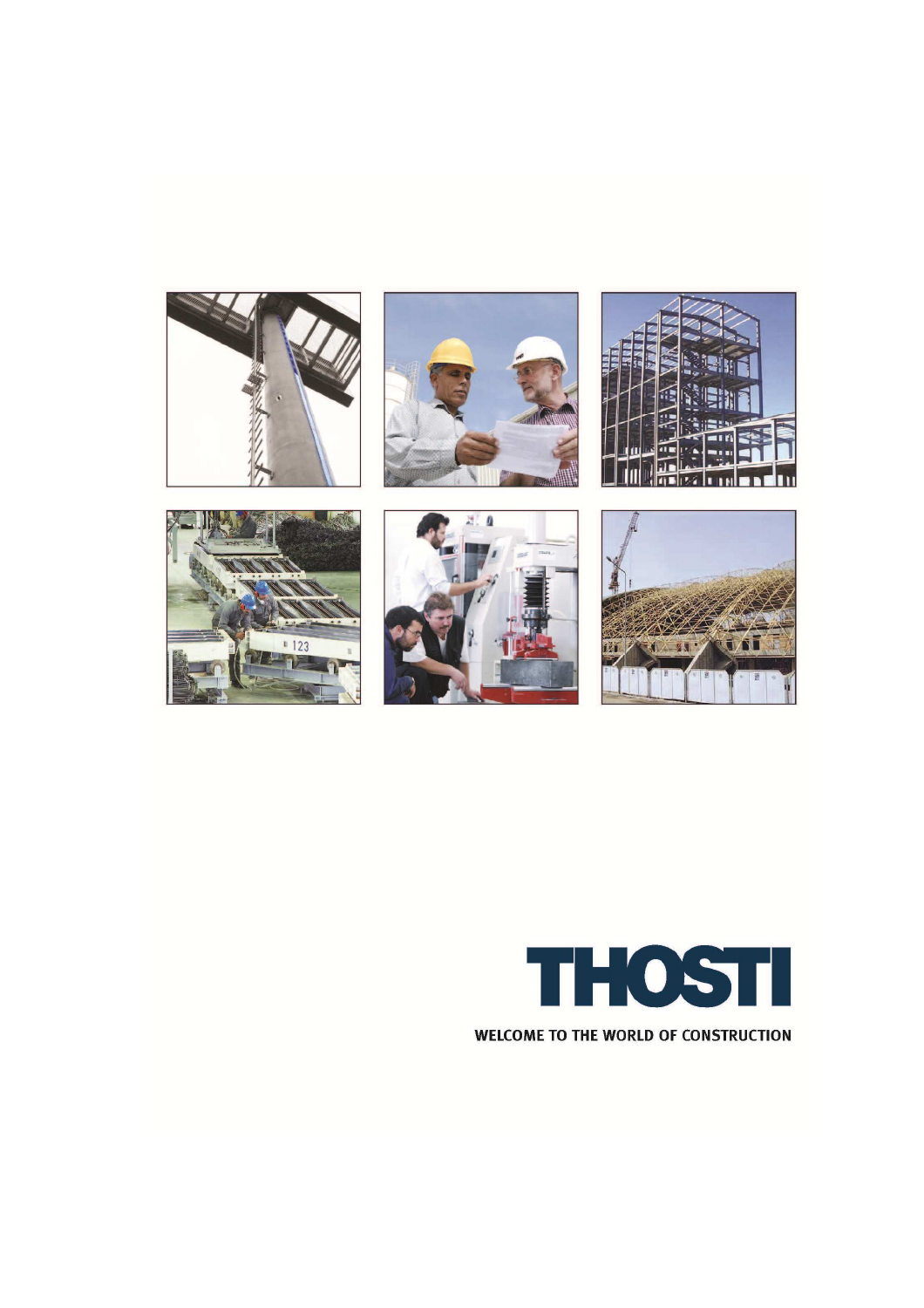# THOSTI

WELCOME TO THE WORLD OF CONSTRUCTION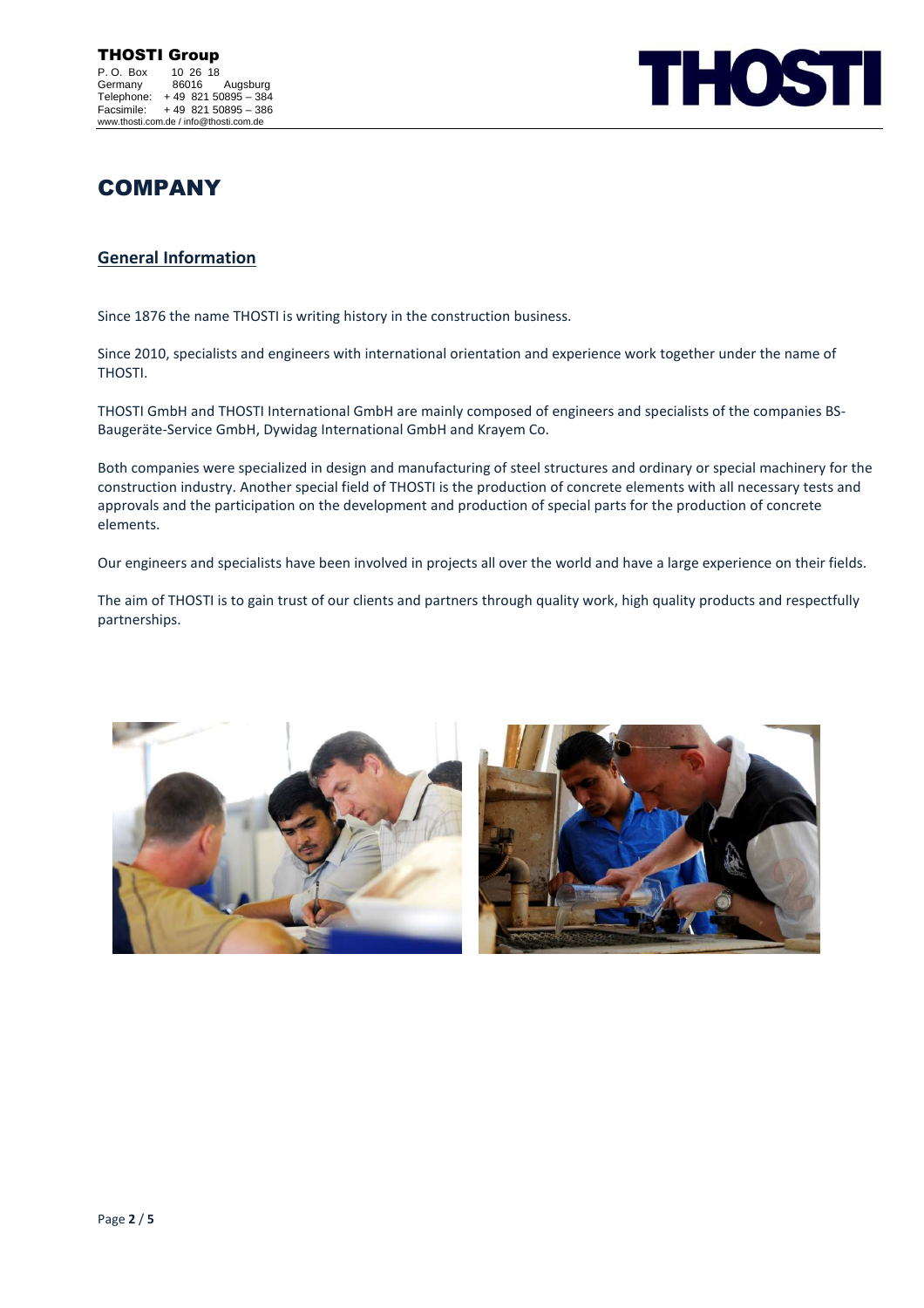**THOSTI Group**
P. O. Box 10 26 18
Germany 86016 Augsburg
Telephone: + 49 821 50895 – 384
Facsimile: + 49 821 50895 – 386
www.thosti.com.de / info@thosti.com.de

# COMPANY

## General Information

Since 1876 the name THOSTI is writing history in the construction business.

Since 2010, specialists and engineers with international orientation and experience work together under the name of THOSTI.

THOSTI GmbH and THOSTI International GmbH are mainly composed of engineers and specialists of the companies BS-Baugeräte-Service GmbH, Dywidag International GmbH and Krayem Co.

Both companies were specialized in design and manufacturing of steel structures and ordinary or special machinery for the construction industry. Another special field of THOSTI is the production of concrete elements with all necessary tests and approvals and the participation on the development and production of special parts for the production of concrete elements.

Our engineers and specialists have been involved in projects all over the world and have a large experience on their fields.

The aim of THOSTI is to gain trust of our clients and partners through quality work, high quality products and respectfully partnerships.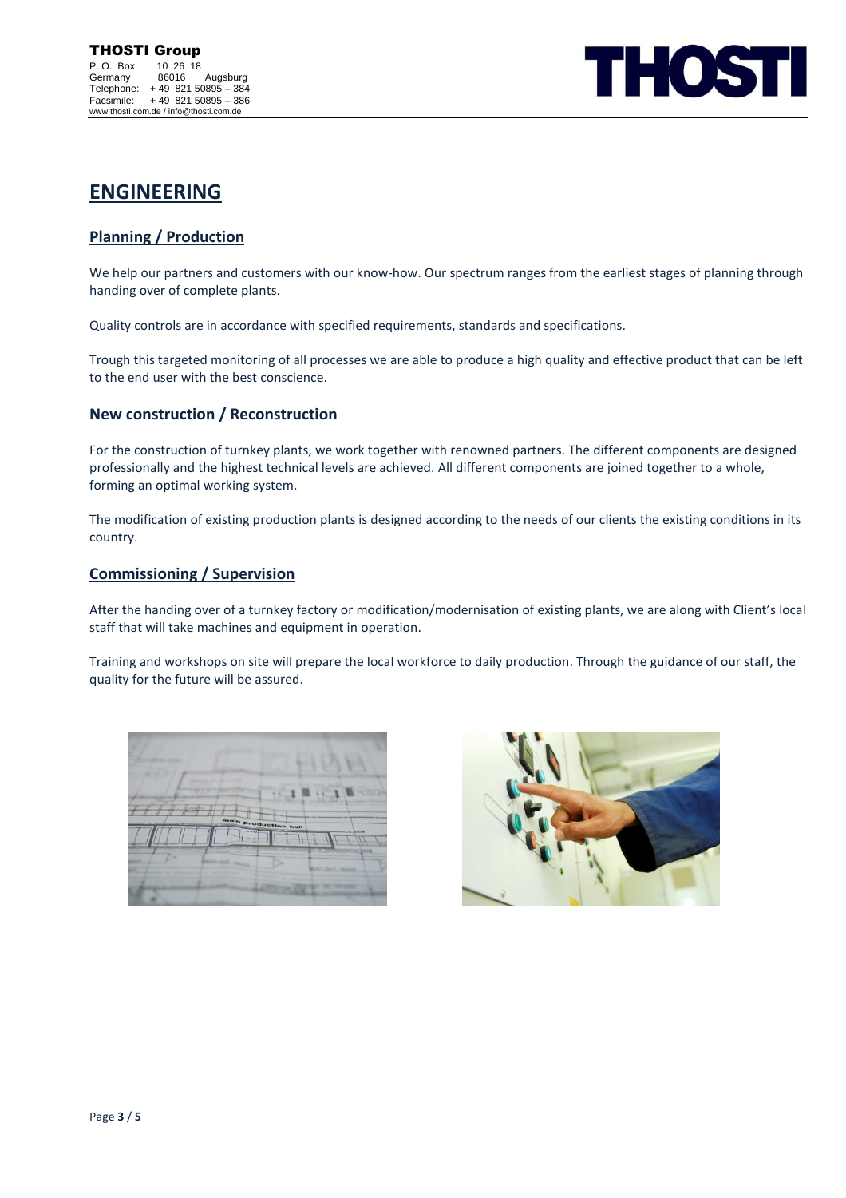# ENGINEERING

## Planning / Production

We help our partners and customers with our know-how. Our spectrum ranges from the earliest stages of planning through handing over of complete plants.

Quality controls are in accordance with specified requirements, standards and specifications.

Trough this targeted monitoring of all processes we are able to produce a high quality and effective product that can be left to the end user with the best conscience.

## New construction / Reconstruction

For the construction of turnkey plants, we work together with renowned partners. The different components are designed professionally and the highest technical levels are achieved. All different components are joined together to a whole, forming an optimal working system.

The modification of existing production plants is designed according to the needs of our clients the existing conditions in its country.

## Commissioning / Supervision

After the handing over of a turnkey factory or modification/modernisation of existing plants, we are along with Client's local staff that will take machines and equipment in operation.

Training and workshops on site will prepare the local workforce to daily production. Through the guidance of our staff, the quality for the future will be assured.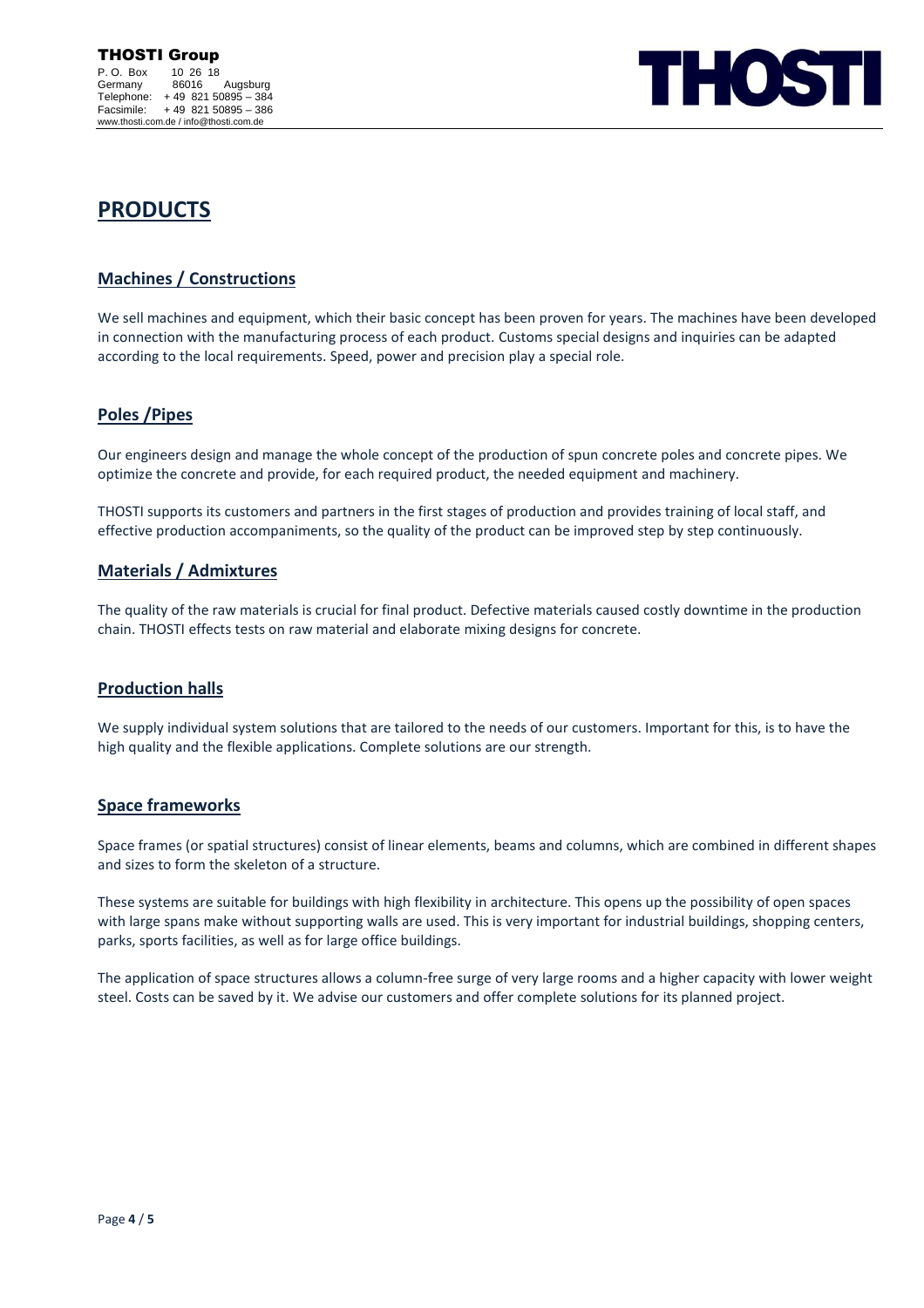# PRODUCTS

## Machines / Constructions

We sell machines and equipment, which their basic concept has been proven for years. The machines have been developed in connection with the manufacturing process of each product. Customs special designs and inquiries can be adapted according to the local requirements. Speed, power and precision play a special role.

## Poles /Pipes

Our engineers design and manage the whole concept of the production of spun concrete poles and concrete pipes. We optimize the concrete and provide, for each required product, the needed equipment and machinery.

THOSTI supports its customers and partners in the first stages of production and provides training of local staff, and effective production accompaniments, so the quality of the product can be improved step by step continuously.

## Materials / Admixtures

The quality of the raw materials is crucial for final product. Defective materials caused costly downtime in the production chain. THOSTI effects tests on raw material and elaborate mixing designs for concrete.

## Production halls

We supply individual system solutions that are tailored to the needs of our customers. Important for this, is to have the high quality and the flexible applications. Complete solutions are our strength.

## Space frameworks

Space frames (or spatial structures) consist of linear elements, beams and columns, which are combined in different shapes and sizes to form the skeleton of a structure.

These systems are suitable for buildings with high flexibility in architecture. This opens up the possibility of open spaces with large spans make without supporting walls are used. This is very important for industrial buildings, shopping centers, parks, sports facilities, as well as for large office buildings.

The application of space structures allows a column-free surge of very large rooms and a higher capacity with lower weight steel. Costs can be saved by it. We advise our customers and offer complete solutions for its planned project.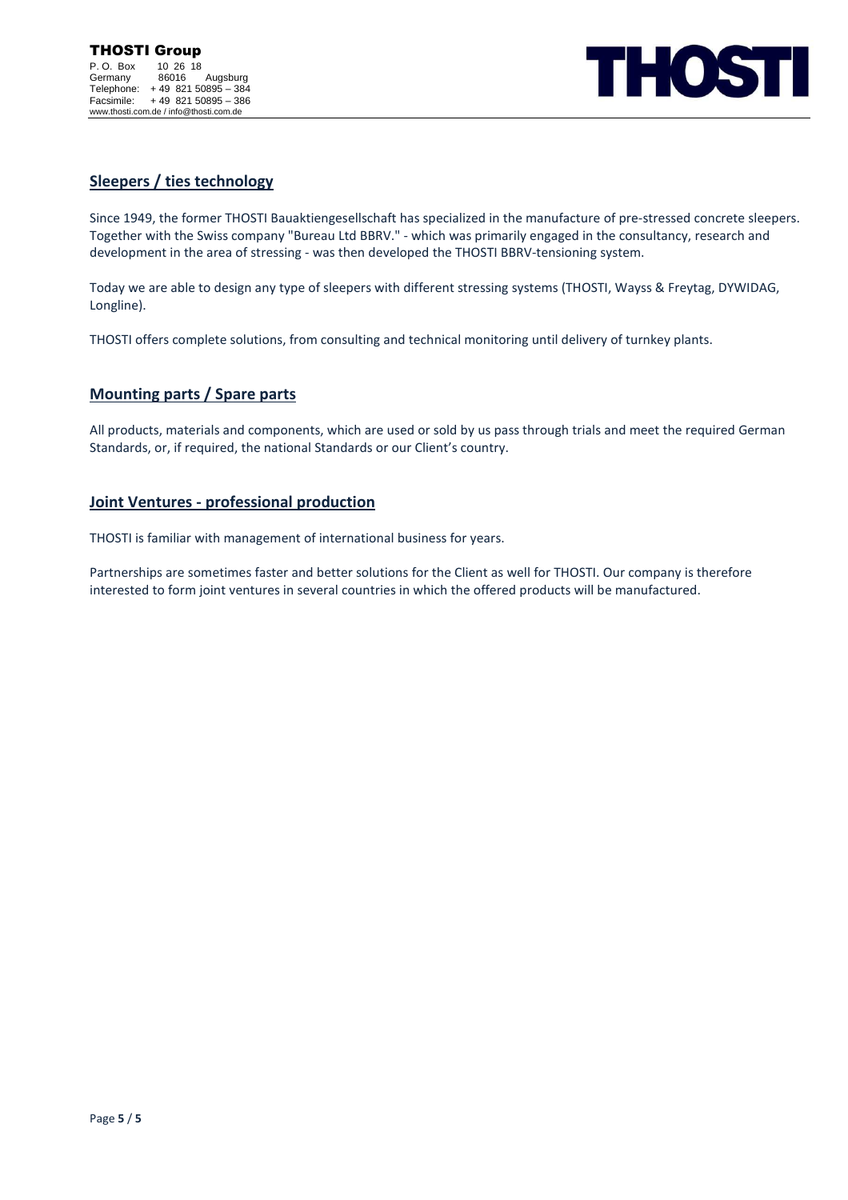## Sleepers / ties technology

Since 1949, the former THOSTI Bauaktiengesellschaft has specialized in the manufacture of pre-stressed concrete sleepers. Together with the Swiss company "Bureau Ltd BBRV." - which was primarily engaged in the consultancy, research and development in the area of stressing - was then developed the THOSTI BBRV-tensioning system.

Today we are able to design any type of sleepers with different stressing systems (THOSTI, Wayss & Freytag, DYWIDAG, Longline).

THOSTI offers complete solutions, from consulting and technical monitoring until delivery of turnkey plants.

## Mounting parts / Spare parts

All products, materials and components, which are used or sold by us pass through trials and meet the required German Standards, or, if required, the national Standards or our Client's country.

## Joint Ventures - professional production

THOSTI is familiar with management of international business for years.

Partnerships are sometimes faster and better solutions for the Client as well for THOSTI. Our company is therefore interested to form joint ventures in several countries in which the offered products will be manufactured.